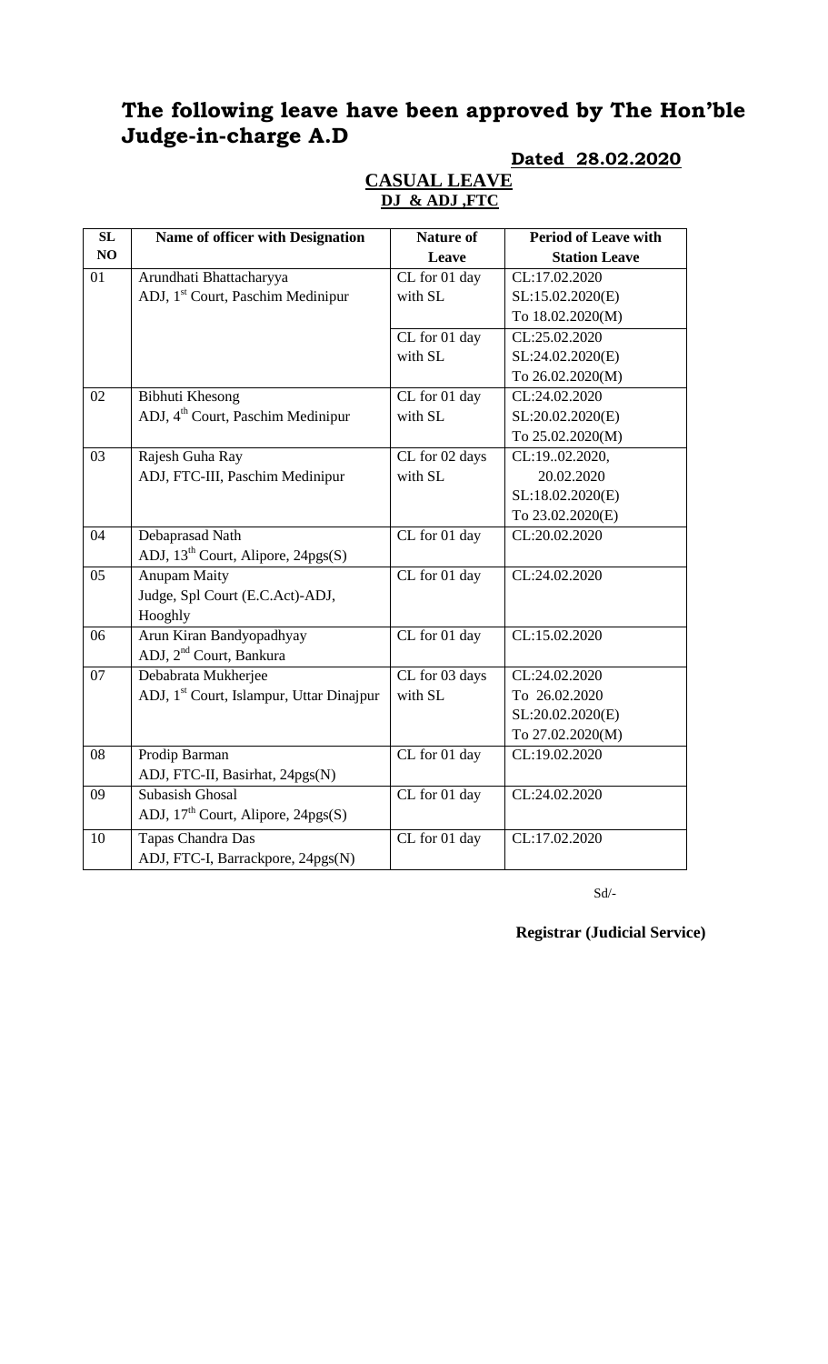# The following leave have been approved by The Hon'ble Judge-in-charge A.D

**Dated 28.02.2020**

## CASUAL LEAVE

### DJ & ADJ ,FTC

| SL NO | Name of officer with Designation | Nature of Leave | Period of Leave with Station Leave |
|---|---|---|---|
| 01 | Arundhati Bhattacharyya<br>ADJ, 1st Court, Paschim Medinipur | CL for 01 day with SL | CL:17.02.2020<br>SL:15.02.2020(E)<br>To 18.02.2020(M) |
| | | CL for 01 day with SL | CL:25.02.2020<br>SL:24.02.2020(E)<br>To 26.02.2020(M) |
| 02 | Bibhuti Khesong<br>ADJ, 4th Court, Paschim Medinipur | CL for 01 day with SL | CL:24.02.2020<br>SL:20.02.2020(E)<br>To 25.02.2020(M) |
| 03 | Rajesh Guha Ray<br>ADJ, FTC-III, Paschim Medinipur | CL for 02 days with SL | CL:19..02.2020, 20.02.2020<br>SL:18.02.2020(E)<br>To 23.02.2020(E) |
| 04 | Debaprasad Nath<br>ADJ, 13th Court, Alipore, 24pgs(S) | CL for 01 day | CL:20.02.2020 |
| 05 | Anupam Maity<br>Judge, Spl Court (E.C.Act)-ADJ, Hooghly | CL for 01 day | CL:24.02.2020 |
| 06 | Arun Kiran Bandyopadhyay<br>ADJ, 2nd Court, Bankura | CL for 01 day | CL:15.02.2020 |
| 07 | Debabrata Mukherjee<br>ADJ, 1st Court, Islampur, Uttar Dinajpur | CL for 03 days with SL | CL:24.02.2020<br>To 26.02.2020<br>SL:20.02.2020(E)<br>To 27.02.2020(M) |
| 08 | Prodip Barman<br>ADJ, FTC-II, Basirhat, 24pgs(N) | CL for 01 day | CL:19.02.2020 |
| 09 | Subasish Ghosal<br>ADJ, 17th Court, Alipore, 24pgs(S) | CL for 01 day | CL:24.02.2020 |
| 10 | Tapas Chandra Das<br>ADJ, FTC-I, Barrackpore, 24pgs(N) | CL for 01 day | CL:17.02.2020 |

Sd/-

**Registrar (Judicial Service)**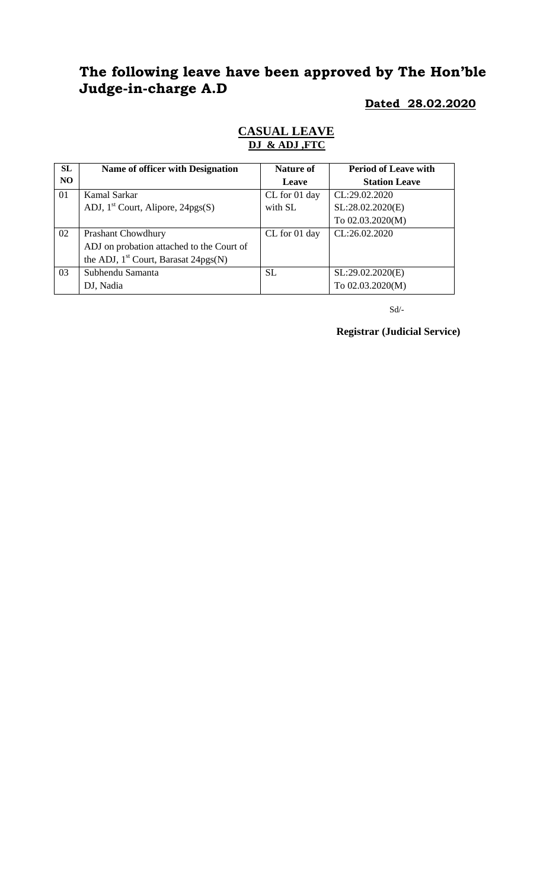# The following leave have been approved by The Hon'ble Judge-in-charge A.D

**Dated 28.02.2020**

## CASUAL LEAVE

**DJ & ADJ ,FTC**

| SL NO | Name of officer with Designation | Nature of Leave | Period of Leave with Station Leave |
|---|---|---|---|
| 01 | Kamal Sarkar<br>ADJ, 1st Court, Alipore, 24pgs(S) | CL for 01 day with SL | CL:29.02.2020<br>SL:28.02.2020(E)<br>To 02.03.2020(M) |
| 02 | Prashant Chowdhury<br>ADJ on probation attached to the Court of the ADJ, 1st Court, Barasat 24pgs(N) | CL for 01 day | CL:26.02.2020 |
| 03 | Subhendu Samanta<br>DJ, Nadia | SL | SL:29.02.2020(E)<br>To 02.03.2020(M) |

Sd/-

**Registrar (Judicial Service)**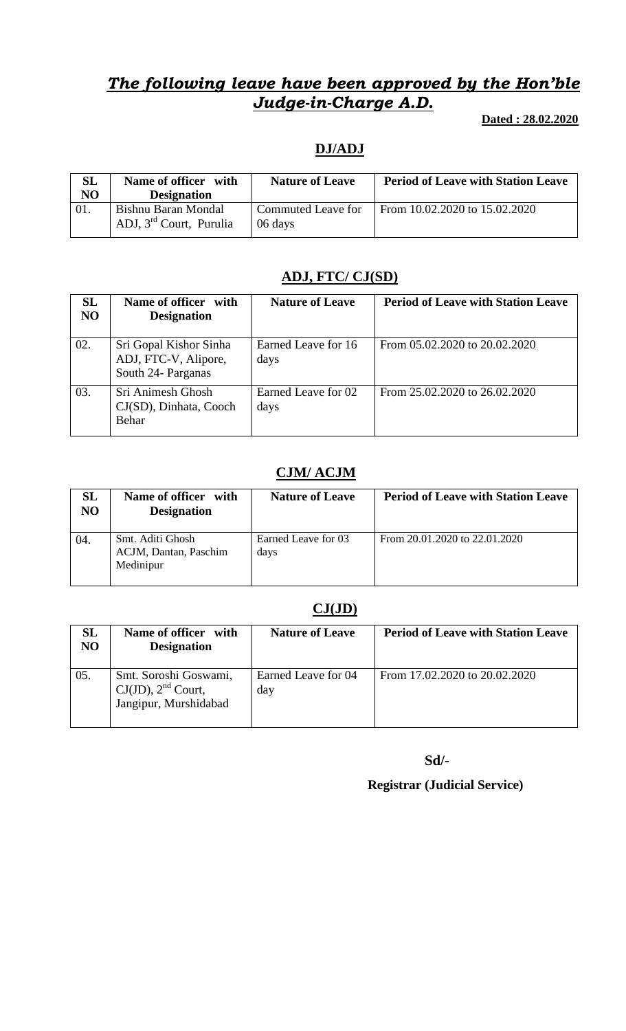# ***The following leave have been approved by the Hon'ble Judge-in-Charge A.D.***

**Dated : 28.02.2020**

## DJ/ADJ

| SL NO | Name of officer with Designation | Nature of Leave | Period of Leave with Station Leave |
|---|---|---|---|
| 01. | Bishnu Baran Mondal ADJ, 3rd Court, Purulia | Commuted Leave for 06 days | From 10.02.2020 to 15.02.2020 |

## ADJ, FTC/ CJ(SD)

| SL NO | Name of officer with Designation | Nature of Leave | Period of Leave with Station Leave |
|---|---|---|---|
| 02. | Sri Gopal Kishor Sinha ADJ, FTC-V, Alipore, South 24- Parganas | Earned Leave for 16 days | From 05.02.2020 to 20.02.2020 |
| 03. | Sri Animesh Ghosh CJ(SD), Dinhata, Cooch Behar | Earned Leave for 02 days | From 25.02.2020 to 26.02.2020 |

## CJM/ ACJM

| SL NO | Name of officer with Designation | Nature of Leave | Period of Leave with Station Leave |
|---|---|---|---|
| 04. | Smt. Aditi Ghosh ACJM, Dantan, Paschim Medinipur | Earned Leave for 03 days | From 20.01.2020 to 22.01.2020 |

## CJ(JD)

| SL NO | Name of officer with Designation | Nature of Leave | Period of Leave with Station Leave |
|---|---|---|---|
| 05. | Smt. Soroshi Goswami, CJ(JD), 2nd Court, Jangipur, Murshidabad | Earned Leave for 04 day | From 17.02.2020 to 20.02.2020 |

**Sd/-**

**Registrar (Judicial Service)**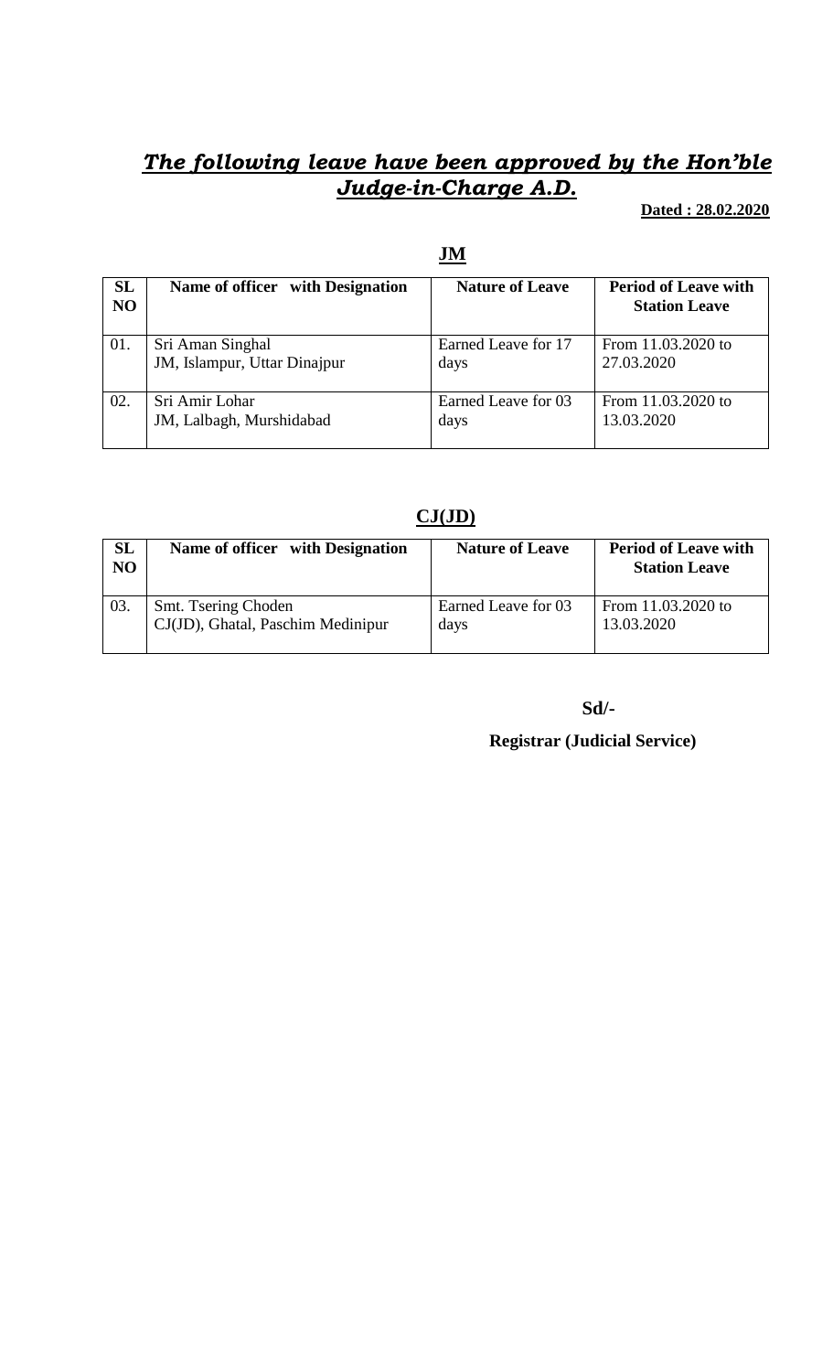# ***The following leave have been approved by the Hon'ble Judge-in-Charge A.D.***

**Dated : 28.02.2020**

## JM

| SL NO | Name of officer with Designation | Nature of Leave | Period of Leave with Station Leave |
|---|---|---|---|
| 01. | Sri Aman Singhal<br>JM, Islampur, Uttar Dinajpur | Earned Leave for 17 days | From 11.03.2020 to 27.03.2020 |
| 02. | Sri Amir Lohar<br>JM, Lalbagh, Murshidabad | Earned Leave for 03 days | From 11.03.2020 to 13.03.2020 |

## CJ(JD)

| SL NO | Name of officer with Designation | Nature of Leave | Period of Leave with Station Leave |
|---|---|---|---|
| 03. | Smt. Tsering Choden<br>CJ(JD), Ghatal, Paschim Medinipur | Earned Leave for 03 days | From 11.03.2020 to 13.03.2020 |

**Sd/-**

**Registrar (Judicial Service)**